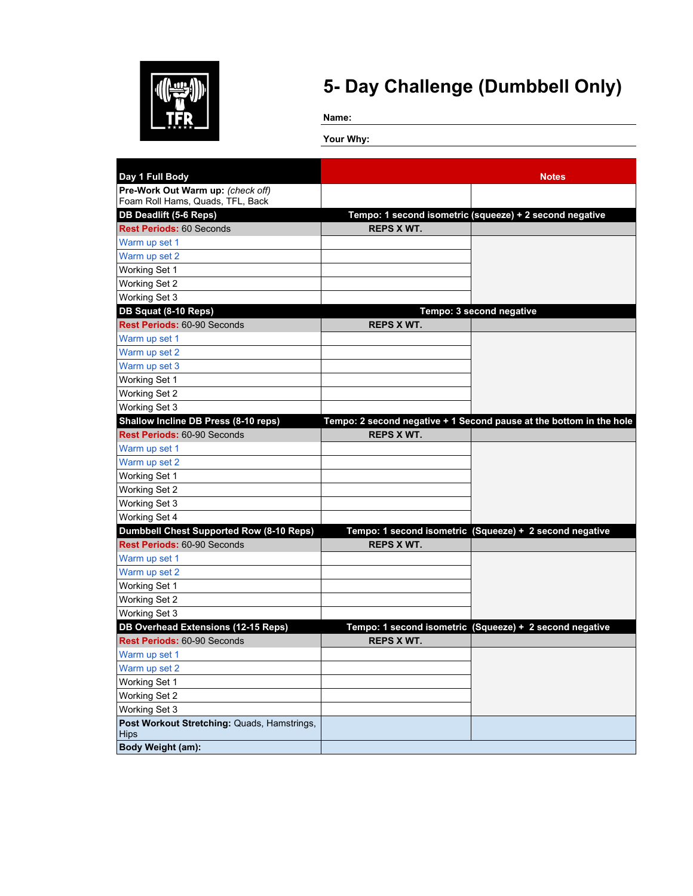# 5- Day Challenge (Dumbbell Only)

**Name:**

**Your Why:**

| Day 1 Full Body | | Notes |
|---|---|---|
| **Pre-Work Out Warm up:** *(check off)* Foam Roll Hams, Quads, TFL, Back | | |
| **DB Deadlift (5-6 Reps)** | **Tempo: 1 second isometric (squeeze) + 2 second negative** | |
| **Rest Periods:** 60 Seconds | **REPS X WT.** | |
| Warm up set 1 | | |
| Warm up set 2 | | |
| Working Set 1 | | |
| Working Set 2 | | |
| Working Set 3 | | |
| **DB Squat (8-10 Reps)** | **Tempo: 3 second negative** | |
| **Rest Periods:** 60-90 Seconds | **REPS X WT.** | |
| Warm up set 1 | | |
| Warm up set 2 | | |
| Warm up set 3 | | |
| Working Set 1 | | |
| Working Set 2 | | |
| Working Set 3 | | |
| **Shallow Incline DB Press (8-10 reps)** | **Tempo: 2 second negative + 1 Second pause at the bottom in the hole** | |
| **Rest Periods:** 60-90 Seconds | **REPS X WT.** | |
| Warm up set 1 | | |
| Warm up set 2 | | |
| Working Set 1 | | |
| Working Set 2 | | |
| Working Set 3 | | |
| Working Set 4 | | |
| **Dumbbell Chest Supported Row (8-10 Reps)** | **Tempo: 1 second isometric (Squeeze) + 2 second negative** | |
| **Rest Periods:** 60-90 Seconds | **REPS X WT.** | |
| Warm up set 1 | | |
| Warm up set 2 | | |
| Working Set 1 | | |
| Working Set 2 | | |
| Working Set 3 | | |
| **DB Overhead Extensions (12-15 Reps)** | **Tempo: 1 second isometric (Squeeze) + 2 second negative** | |
| **Rest Periods:** 60-90 Seconds | **REPS X WT.** | |
| Warm up set 1 | | |
| Warm up set 2 | | |
| Working Set 1 | | |
| Working Set 2 | | |
| Working Set 3 | | |
| **Post Workout Stretching:** Quads, Hamstrings, Hips | | |
| **Body Weight (am):** | | |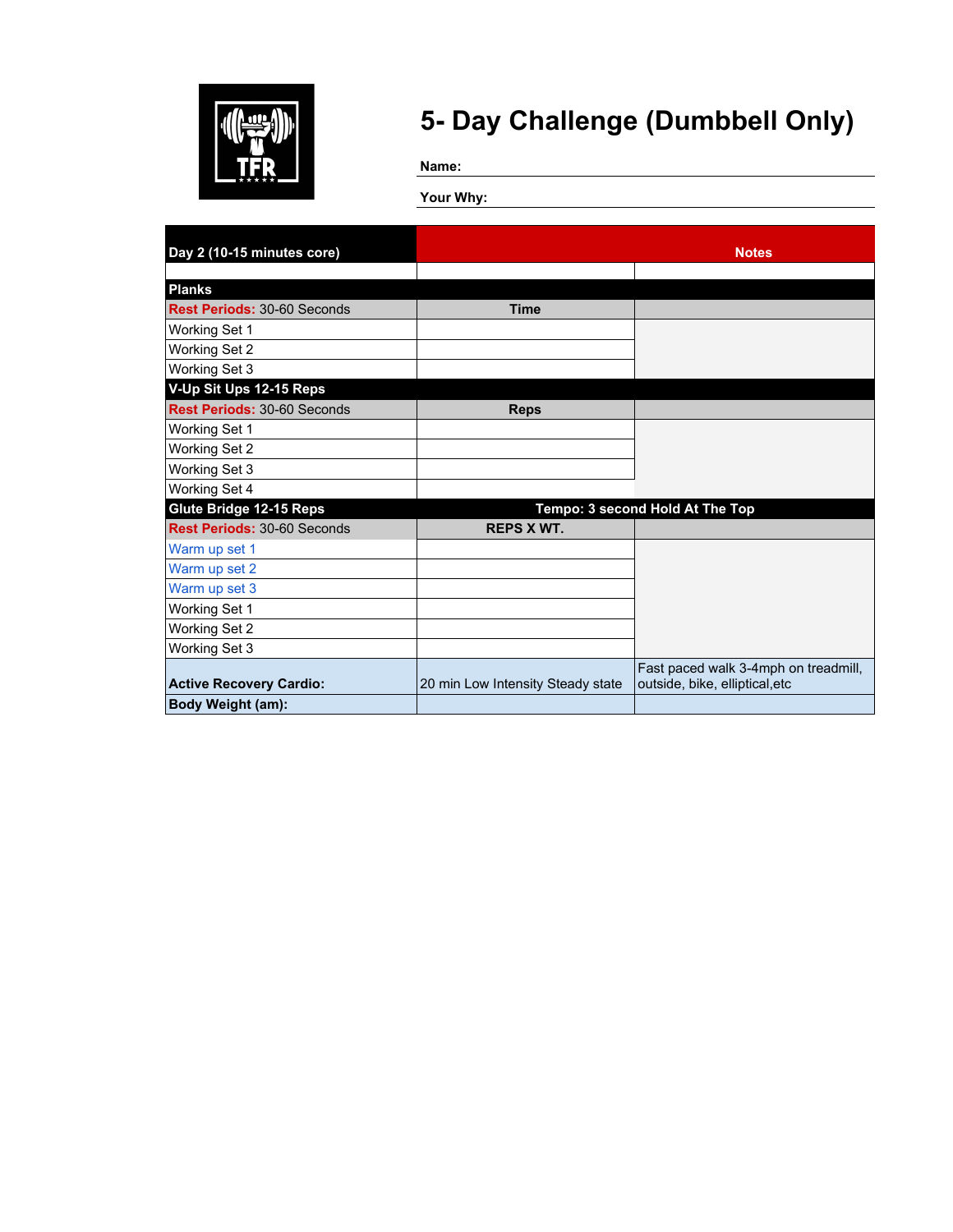# 5- Day Challenge (Dumbbell Only)

**Name:**

**Your Why:**

| **Day 2 (10-15 minutes core)** | | **Notes** |
|---|---|---|
| | | |
| **Planks** | | |
| **Rest Periods:** 30-60 Seconds | **Time** | |
| Working Set 1 | | |
| Working Set 2 | | |
| Working Set 3 | | |
| **V-Up Sit Ups 12-15 Reps** | | |
| **Rest Periods:** 30-60 Seconds | **Reps** | |
| Working Set 1 | | |
| Working Set 2 | | |
| Working Set 3 | | |
| Working Set 4 | | |
| **Glute Bridge 12-15 Reps** | **Tempo: 3 second Hold At The Top** | |
| **Rest Periods:** 30-60 Seconds | **REPS X WT.** | |
| Warm up set 1 | | |
| Warm up set 2 | | |
| Warm up set 3 | | |
| Working Set 1 | | |
| Working Set 2 | | |
| Working Set 3 | | |
| **Active Recovery Cardio:** | 20 min Low Intensity Steady state | Fast paced walk 3-4mph on treadmill, outside, bike, elliptical,etc |
| **Body Weight (am):** | | |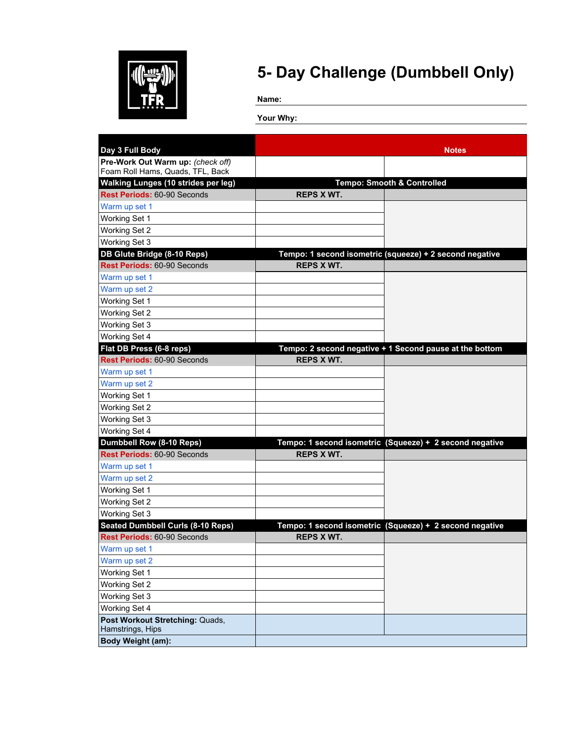# 5- Day Challenge (Dumbbell Only)

**Name:**

**Your Why:**

| Day 3 Full Body | | Notes |
|---|---|---|
| **Pre-Work Out Warm up:** *(check off)* Foam Roll Hams, Quads, TFL, Back | | |
| **Walking Lunges (10 strides per leg)** | **Tempo: Smooth & Controlled** | |
| **Rest Periods:** 60-90 Seconds | **REPS X WT.** | |
| Warm up set 1 | | |
| Working Set 1 | | |
| Working Set 2 | | |
| Working Set 3 | | |
| **DB Glute Bridge (8-10 Reps)** | **Tempo: 1 second isometric (squeeze) + 2 second negative** | |
| **Rest Periods:** 60-90 Seconds | **REPS X WT.** | |
| Warm up set 1 | | |
| Warm up set 2 | | |
| Working Set 1 | | |
| Working Set 2 | | |
| Working Set 3 | | |
| Working Set 4 | | |
| **Flat DB Press (6-8 reps)** | **Tempo: 2 second negative + 1 Second pause at the bottom** | |
| **Rest Periods:** 60-90 Seconds | **REPS X WT.** | |
| Warm up set 1 | | |
| Warm up set 2 | | |
| Working Set 1 | | |
| Working Set 2 | | |
| Working Set 3 | | |
| Working Set 4 | | |
| **Dumbbell Row (8-10 Reps)** | **Tempo: 1 second isometric (Squeeze) + 2 second negative** | |
| **Rest Periods:** 60-90 Seconds | **REPS X WT.** | |
| Warm up set 1 | | |
| Warm up set 2 | | |
| Working Set 1 | | |
| Working Set 2 | | |
| Working Set 3 | | |
| **Seated Dumbbell Curls (8-10 Reps)** | **Tempo: 1 second isometric (Squeeze) + 2 second negative** | |
| **Rest Periods:** 60-90 Seconds | **REPS X WT.** | |
| Warm up set 1 | | |
| Warm up set 2 | | |
| Working Set 1 | | |
| Working Set 2 | | |
| Working Set 3 | | |
| Working Set 4 | | |
| **Post Workout Stretching:** Quads, Hamstrings, Hips | | |
| **Body Weight (am):** | | |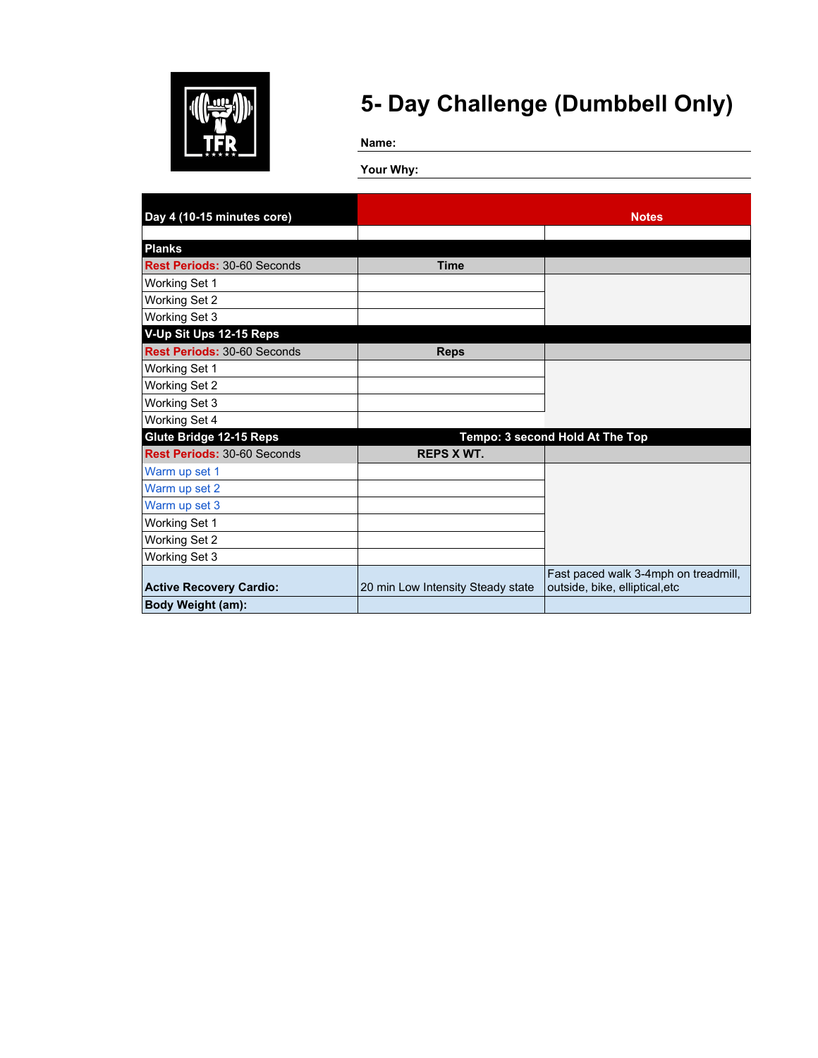# 5- Day Challenge (Dumbbell Only)

**Name:**

**Your Why:**

| **Day 4 (10-15 minutes core)** | | **Notes** |
| --- | --- | --- |
| | | |
| **Planks** | | |
| **Rest Periods:** 30-60 Seconds | **Time** | |
| Working Set 1 | | |
| Working Set 2 | | |
| Working Set 3 | | |
| **V-Up Sit Ups 12-15 Reps** | | |
| **Rest Periods:** 30-60 Seconds | **Reps** | |
| Working Set 1 | | |
| Working Set 2 | | |
| Working Set 3 | | |
| Working Set 4 | | |
| **Glute Bridge 12-15 Reps** | **Tempo: 3 second Hold At The Top** | |
| **Rest Periods:** 30-60 Seconds | **REPS X WT.** | |
| Warm up set 1 | | |
| Warm up set 2 | | |
| Warm up set 3 | | |
| Working Set 1 | | |
| Working Set 2 | | |
| Working Set 3 | | |
| **Active Recovery Cardio:** | 20 min Low Intensity Steady state | Fast paced walk 3-4mph on treadmill, outside, bike, elliptical,etc |
| **Body Weight (am):** | | |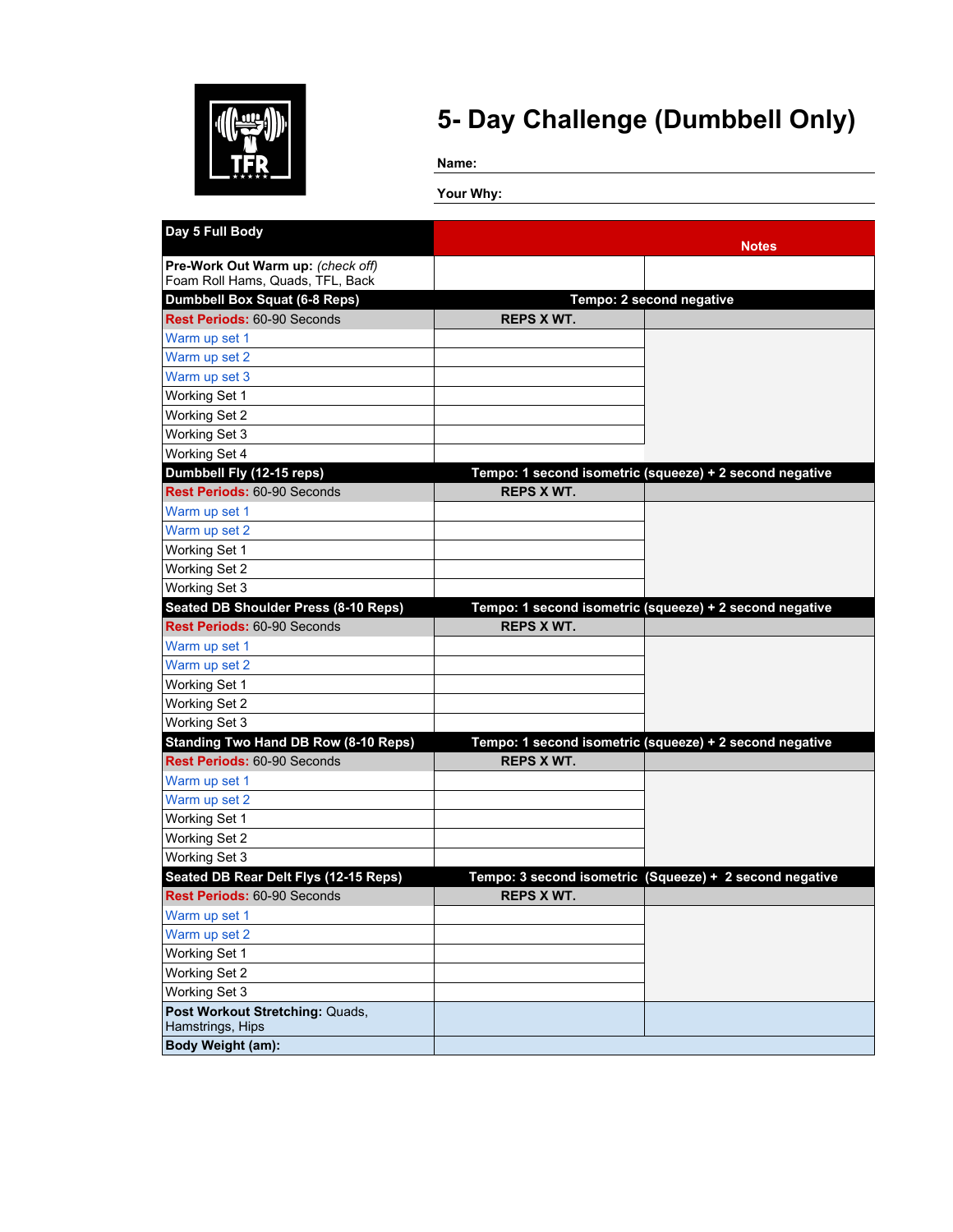# 5- Day Challenge (Dumbbell Only)

**Name:**

**Your Why:**

| **Day 5 Full Body** | | **Notes** |
|---|---|---|
| **Pre-Work Out Warm up:** *(check off)* Foam Roll Hams, Quads, TFL, Back | | |
| **Dumbbell Box Squat (6-8 Reps)** | **Tempo: 2 second negative** | |
| **Rest Periods:** 60-90 Seconds | **REPS X WT.** | |
| Warm up set 1 | | |
| Warm up set 2 | | |
| Warm up set 3 | | |
| Working Set 1 | | |
| Working Set 2 | | |
| Working Set 3 | | |
| Working Set 4 | | |
| **Dumbbell Fly (12-15 reps)** | **Tempo: 1 second isometric (squeeze) + 2 second negative** | |
| **Rest Periods:** 60-90 Seconds | **REPS X WT.** | |
| Warm up set 1 | | |
| Warm up set 2 | | |
| Working Set 1 | | |
| Working Set 2 | | |
| Working Set 3 | | |
| **Seated DB Shoulder Press (8-10 Reps)** | **Tempo: 1 second isometric (squeeze) + 2 second negative** | |
| **Rest Periods:** 60-90 Seconds | **REPS X WT.** | |
| Warm up set 1 | | |
| Warm up set 2 | | |
| Working Set 1 | | |
| Working Set 2 | | |
| Working Set 3 | | |
| **Standing Two Hand DB Row (8-10 Reps)** | **Tempo: 1 second isometric (squeeze) + 2 second negative** | |
| **Rest Periods:** 60-90 Seconds | **REPS X WT.** | |
| Warm up set 1 | | |
| Warm up set 2 | | |
| Working Set 1 | | |
| Working Set 2 | | |
| Working Set 3 | | |
| **Seated DB Rear Delt Flys (12-15 Reps)** | **Tempo: 3 second isometric (Squeeze) + 2 second negative** | |
| **Rest Periods:** 60-90 Seconds | **REPS X WT.** | |
| Warm up set 1 | | |
| Warm up set 2 | | |
| Working Set 1 | | |
| Working Set 2 | | |
| Working Set 3 | | |
| **Post Workout Stretching:** Quads, Hamstrings, Hips | | |
| **Body Weight (am):** | | |